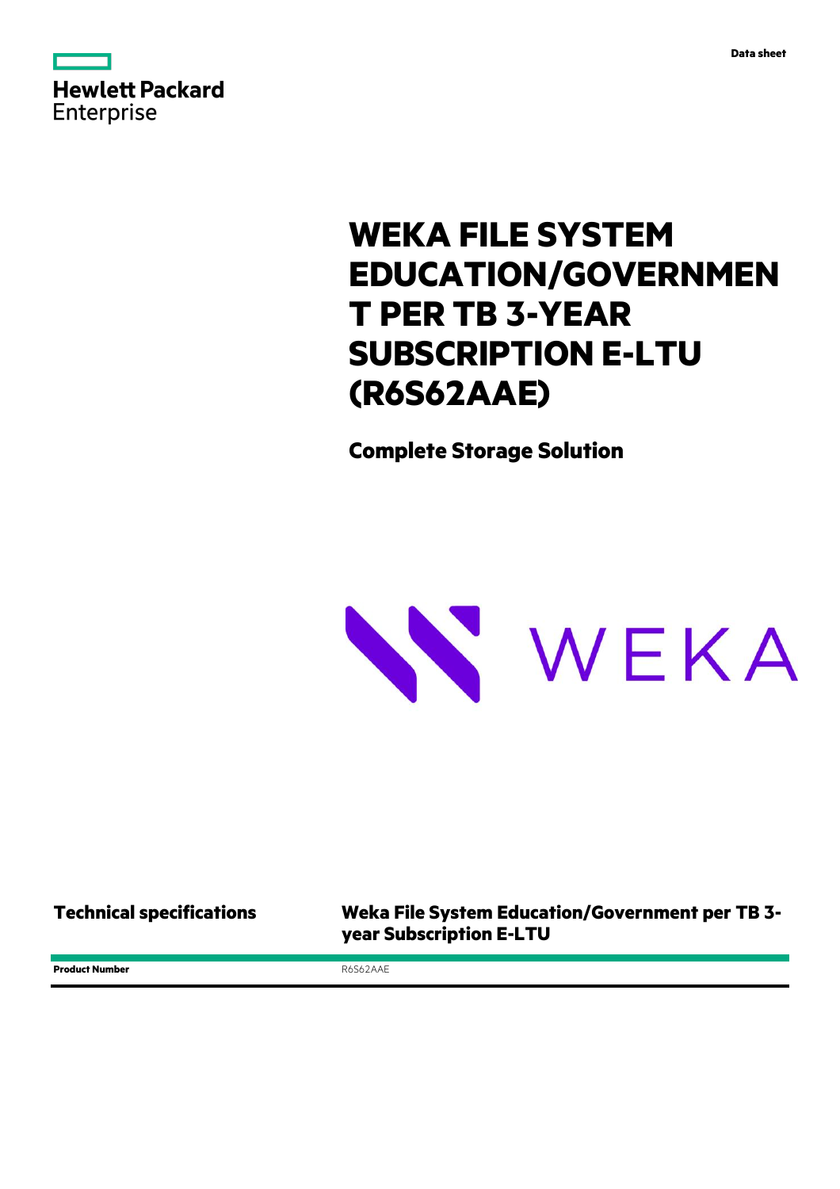Data sheet

# WEKA FILE SYSTEM EDUCATION/GOVERNMENT PER TB 3-YEAR SUBSCRIPTION E-LTU (R6S62AAE)

**Complete Storage Solution**

## Technical specifications

**Weka File System Education/Government per TB 3-year Subscription E-LTU**

| | |
|---|---|
| **Product Number** | R6S62AAE |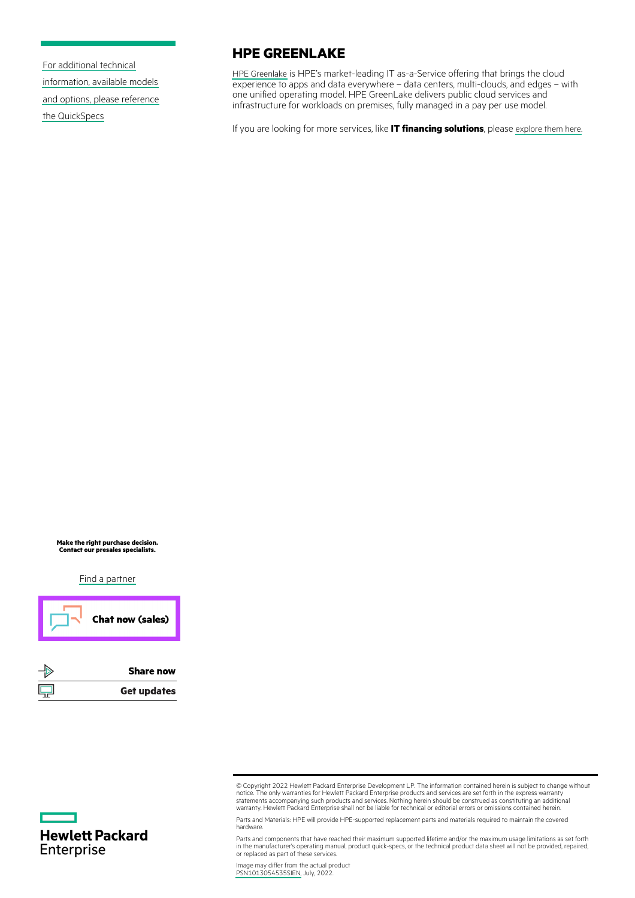For additional technical information, available models and options, please reference the QuickSpecs

## HPE GREENLAKE

HPE Greenlake is HPE's market-leading IT as-a-Service offering that brings the cloud experience to apps and data everywhere – data centers, multi-clouds, and edges – with one unified operating model. HPE GreenLake delivers public cloud services and infrastructure for workloads on premises, fully managed in a pay per use model.

If you are looking for more services, like **IT financing solutions**, please explore them here.

**Make the right purchase decision. Contact our presales specialists.**

Find a partner

**Chat now (sales)**

**Share now**

**Get updates**

Hewlett Packard Enterprise

© Copyright 2022 Hewlett Packard Enterprise Development LP. The information contained herein is subject to change without notice. The only warranties for Hewlett Packard Enterprise products and services are set forth in the express warranty statements accompanying such products and services. Nothing herein should be construed as constituting an additional warranty. Hewlett Packard Enterprise shall not be liable for technical or editorial errors or omissions contained herein.

Parts and Materials: HPE will provide HPE-supported replacement parts and materials required to maintain the covered hardware.

Parts and components that have reached their maximum supported lifetime and/or the maximum usage limitations as set forth in the manufacturer's operating manual, product quick-specs, or the technical product data sheet will not be provided, repaired, or replaced as part of these services.

Image may differ from the actual product

PSN1013054535SIEN, July, 2022.